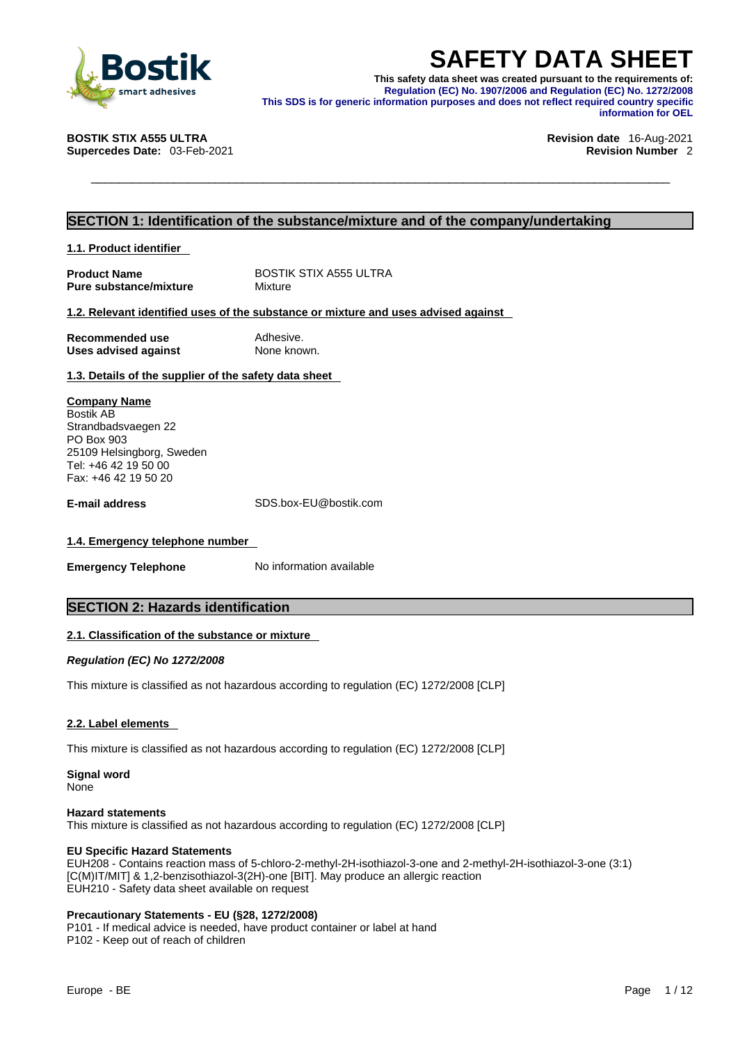# SAFETY DATA SHEET

**This safety data sheet was created pursuant to the requirements of: Regulation (EC) No. 1907/2006 and Regulation (EC) No. 1272/2008**
**This SDS is for generic information purposes and does not reflect required country specific information for OEL**

**BOSTIK STIX A555 ULTRA**
**Supercedes Date:** 03-Feb-2021

**Revision date** 16-Aug-2021
**Revision Number** 2

## SECTION 1: Identification of the substance/mixture and of the company/undertaking

### 1.1. Product identifier

| | |
|---|---|
| **Product Name** | BOSTIK STIX A555 ULTRA |
| **Pure substance/mixture** | Mixture |

### 1.2. Relevant identified uses of the substance or mixture and uses advised against

| | |
|---|---|
| **Recommended use** | Adhesive. |
| **Uses advised against** | None known. |

### 1.3. Details of the supplier of the safety data sheet

**Company Name**
Bostik AB
Strandbadsvaegen 22
PO Box 903
25109 Helsingborg, Sweden
Tel: +46 42 19 50 00
Fax: +46 42 19 50 20

**E-mail address** SDS.box-EU@bostik.com

### 1.4. Emergency telephone number

**Emergency Telephone** No information available

## SECTION 2: Hazards identification

### 2.1. Classification of the substance or mixture

***Regulation (EC) No 1272/2008***

This mixture is classified as not hazardous according to regulation (EC) 1272/2008 [CLP]

### 2.2. Label elements

This mixture is classified as not hazardous according to regulation (EC) 1272/2008 [CLP]

**Signal word**
None

**Hazard statements**
This mixture is classified as not hazardous according to regulation (EC) 1272/2008 [CLP]

**EU Specific Hazard Statements**
EUH208 - Contains reaction mass of 5-chloro-2-methyl-2H-isothiazol-3-one and 2-methyl-2H-isothiazol-3-one (3:1) [C(M)IT/MIT] & 1,2-benzisothiazol-3(2H)-one [BIT]. May produce an allergic reaction
EUH210 - Safety data sheet available on request

**Precautionary Statements - EU (§28, 1272/2008)**
P101 - If medical advice is needed, have product container or label at hand
P102 - Keep out of reach of children

Europe - BE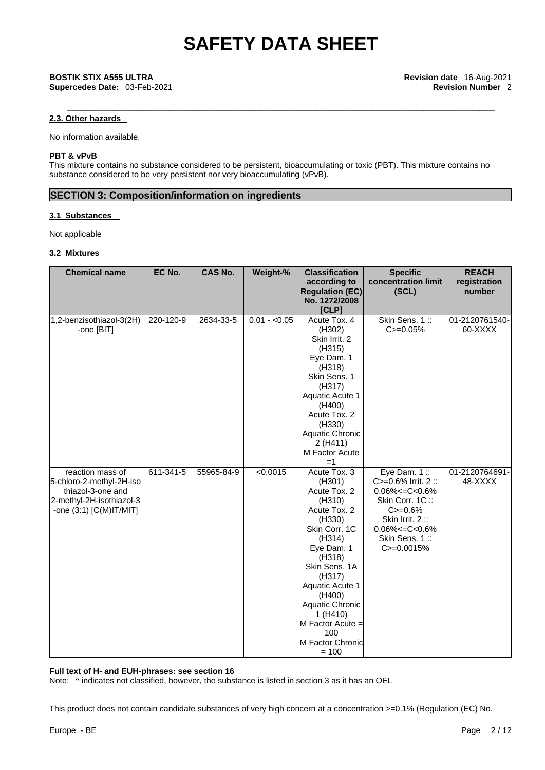#### 2.3. Other hazards

No information available.

**PBT & vPvB**

This mixture contains no substance considered to be persistent, bioaccumulating or toxic (PBT). This mixture contains no substance considered to be very persistent nor very bioaccumulating (vPvB).

## SECTION 3: Composition/information on ingredients

#### 3.1 Substances

Not applicable

#### 3.2 Mixtures

| Chemical name | EC No. | CAS No. | Weight-% | Classification according to Regulation (EC) No. 1272/2008 [CLP] | Specific concentration limit (SCL) | REACH registration number |
|---|---|---|---|---|---|---|
| 1,2-benzisothiazol-3(2H)-one [BIT] | 220-120-9 | 2634-33-5 | 0.01 - <0.05 | Acute Tox. 4 (H302) Skin Irrit. 2 (H315) Eye Dam. 1 (H318) Skin Sens. 1 (H317) Aquatic Acute 1 (H400) Acute Tox. 2 (H330) Aquatic Chronic 2 (H411) M Factor Acute =1 | Skin Sens. 1 :: C>=0.05% | 01-2120761540-60-XXXX |
| reaction mass of 5-chloro-2-methyl-2H-isothiazol-3-one and 2-methyl-2H-isothiazol-3-one (3:1) [C(M)IT/MIT] | 611-341-5 | 55965-84-9 | <0.0015 | Acute Tox. 3 (H301) Acute Tox. 2 (H310) Acute Tox. 2 (H330) Skin Corr. 1C (H314) Eye Dam. 1 (H318) Skin Sens. 1A (H317) Aquatic Acute 1 (H400) Aquatic Chronic 1 (H410) M Factor Acute = 100 M Factor Chronic = 100 | Eye Dam. 1 :: C>=0.6% Irrit. 2 :: 0.06%<=C<0.6% Skin Corr. 1C :: C>=0.6% Skin Irrit. 2 :: 0.06%<=C<0.6% Skin Sens. 1 :: C>=0.0015% | 01-2120764691-48-XXXX |

**Full text of H- and EUH-phrases: see section 16**

Note: ^ indicates not classified, however, the substance is listed in section 3 as it has an OEL

This product does not contain candidate substances of very high concern at a concentration >=0.1% (Regulation (EC) No.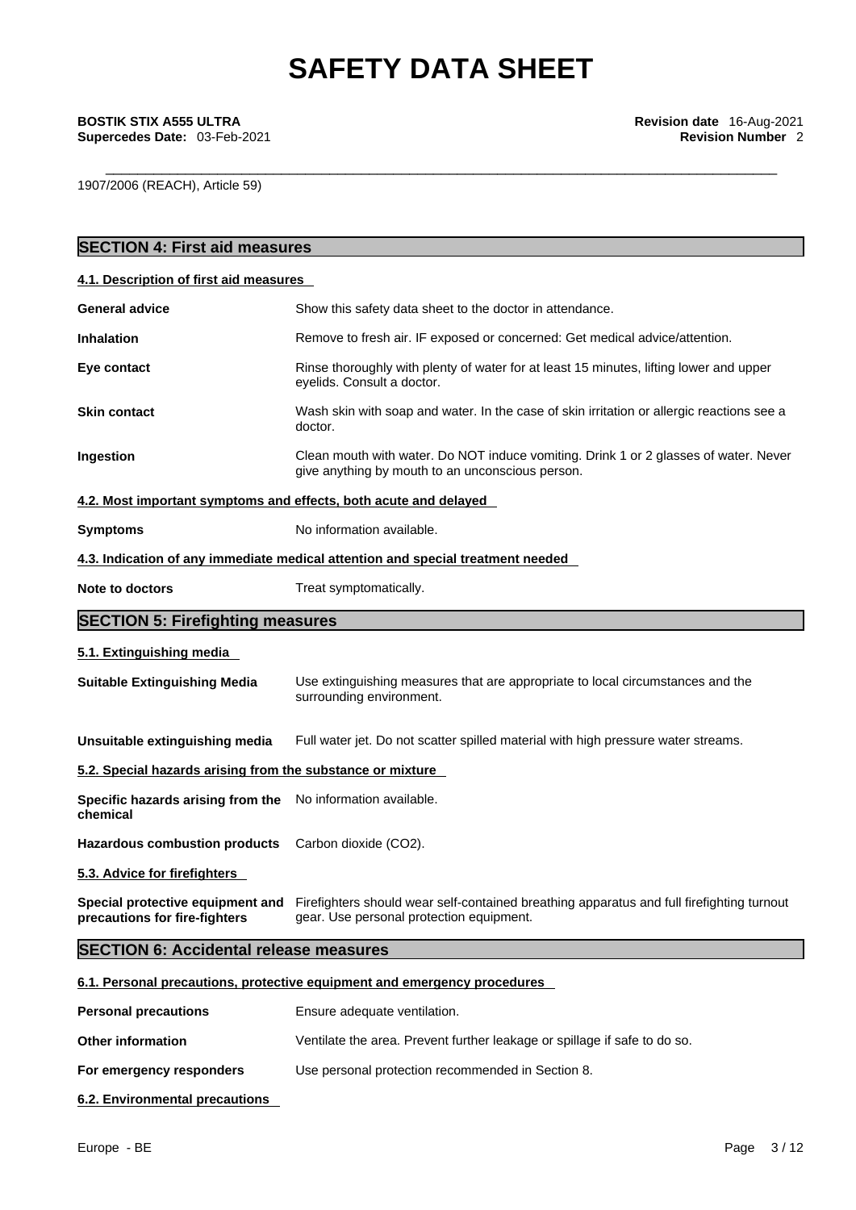1907/2006 (REACH), Article 59)

## SECTION 4: First aid measures

### 4.1. Description of first aid measures

| | |
|---|---|
| **General advice** | Show this safety data sheet to the doctor in attendance. |
| **Inhalation** | Remove to fresh air. IF exposed or concerned: Get medical advice/attention. |
| **Eye contact** | Rinse thoroughly with plenty of water for at least 15 minutes, lifting lower and upper eyelids. Consult a doctor. |
| **Skin contact** | Wash skin with soap and water. In the case of skin irritation or allergic reactions see a doctor. |
| **Ingestion** | Clean mouth with water. Do NOT induce vomiting. Drink 1 or 2 glasses of water. Never give anything by mouth to an unconscious person. |

### 4.2. Most important symptoms and effects, both acute and delayed

| | |
|---|---|
| **Symptoms** | No information available. |

### 4.3. Indication of any immediate medical attention and special treatment needed

| | |
|---|---|
| **Note to doctors** | Treat symptomatically. |

## SECTION 5: Firefighting measures

### 5.1. Extinguishing media

| | |
|---|---|
| **Suitable Extinguishing Media** | Use extinguishing measures that are appropriate to local circumstances and the surrounding environment. |
| **Unsuitable extinguishing media** | Full water jet. Do not scatter spilled material with high pressure water streams. |

### 5.2. Special hazards arising from the substance or mixture

| | |
|---|---|
| **Specific hazards arising from the chemical** | No information available. |
| **Hazardous combustion products** | Carbon dioxide ($CO_2$). |

### 5.3. Advice for firefighters

| | |
|---|---|
| **Special protective equipment and precautions for fire-fighters** | Firefighters should wear self-contained breathing apparatus and full firefighting turnout gear. Use personal protection equipment. |

## SECTION 6: Accidental release measures

### 6.1. Personal precautions, protective equipment and emergency procedures

| | |
|---|---|
| **Personal precautions** | Ensure adequate ventilation. |
| **Other information** | Ventilate the area. Prevent further leakage or spillage if safe to do so. |
| **For emergency responders** | Use personal protection recommended in Section 8. |

### 6.2. Environmental precautions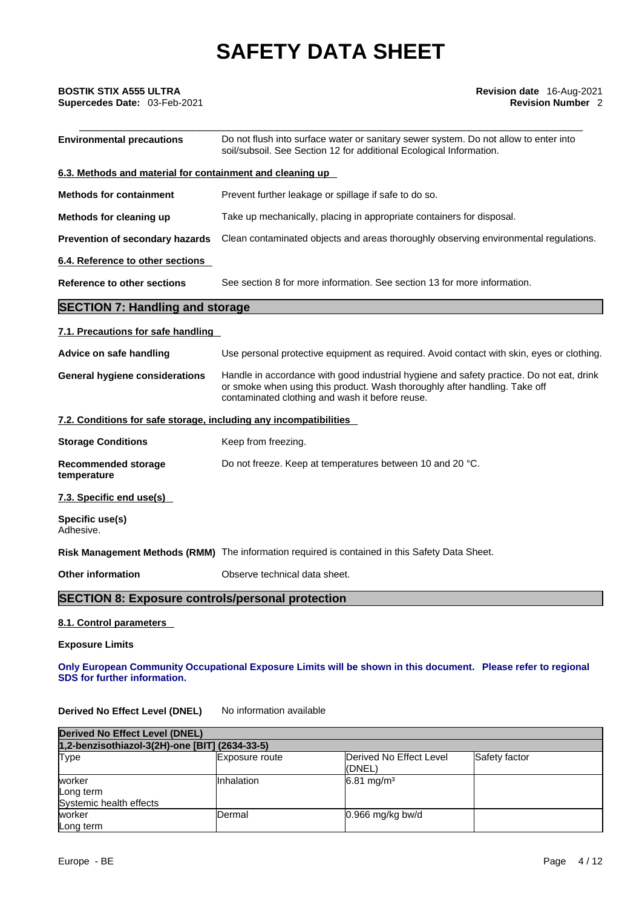**Environmental precautions** Do not flush into surface water or sanitary sewer system. Do not allow to enter into soil/subsoil. See Section 12 for additional Ecological Information.

**6.3. Methods and material for containment and cleaning up**

**Methods for containment** Prevent further leakage or spillage if safe to do so.

**Methods for cleaning up** Take up mechanically, placing in appropriate containers for disposal.

**Prevention of secondary hazards** Clean contaminated objects and areas thoroughly observing environmental regulations.

**6.4. Reference to other sections**

**Reference to other sections** See section 8 for more information. See section 13 for more information.

## SECTION 7: Handling and storage

**7.1. Precautions for safe handling**

**Advice on safe handling** Use personal protective equipment as required. Avoid contact with skin, eyes or clothing.

**General hygiene considerations** Handle in accordance with good industrial hygiene and safety practice. Do not eat, drink or smoke when using this product. Wash thoroughly after handling. Take off contaminated clothing and wash it before reuse.

**7.2. Conditions for safe storage, including any incompatibilities**

**Storage Conditions** Keep from freezing.

**Recommended storage temperature** Do not freeze. Keep at temperatures between 10 and 20 °C.

**7.3. Specific end use(s)**

**Specific use(s)**
Adhesive.

**Risk Management Methods (RMM)** The information required is contained in this Safety Data Sheet.

**Other information** Observe technical data sheet.

## SECTION 8: Exposure controls/personal protection

**8.1. Control parameters**

**Exposure Limits**

**Only European Community Occupational Exposure Limits will be shown in this document. Please refer to regional SDS for further information.**

**Derived No Effect Level (DNEL)** No information available

| Derived No Effect Level (DNEL) | | | |
|---|---|---|---|
| 1,2-benzisothiazol-3(2H)-one [BIT] (2634-33-5) | | | |
| Type | Exposure route | Derived No Effect Level (DNEL) | Safety factor |
| worker<br>Long term<br>Systemic health effects | Inhalation | 6.81 mg/m³ | |
| worker<br>Long term | Dermal | 0.966 mg/kg bw/d | |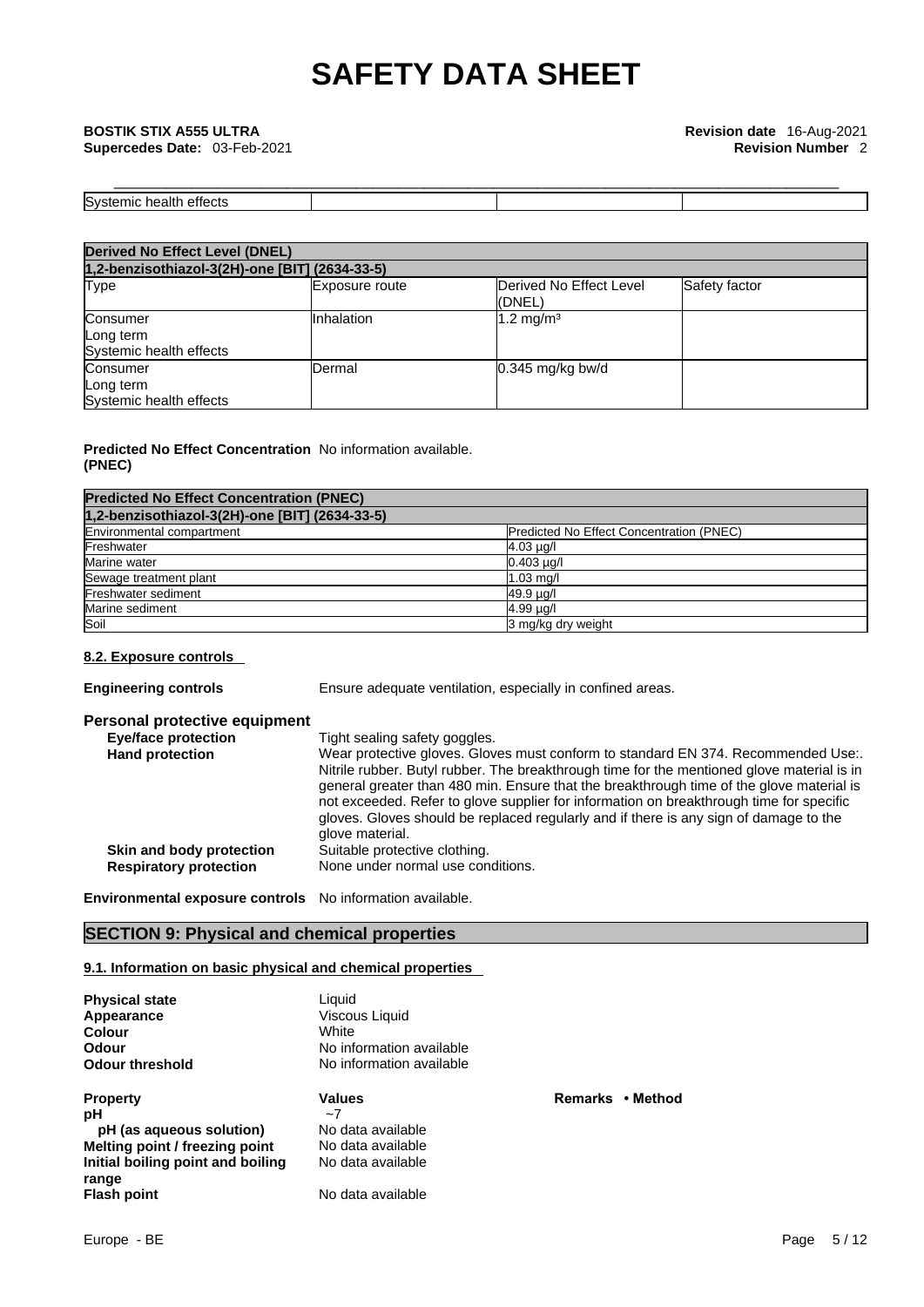| Systemic health effects | | | |
|---|---|---|---|

| Derived No Effect Level (DNEL) | | | |
|---|---|---|---|
| 1,2-benzisothiazol-3(2H)-one [BIT] (2634-33-5) | | | |
| Type | Exposure route | Derived No Effect Level (DNEL) | Safety factor |
| Consumer<br>Long term<br>Systemic health effects | Inhalation | 1.2 mg/m³ | |
| Consumer<br>Long term<br>Systemic health effects | Dermal | 0.345 mg/kg bw/d | |

**Predicted No Effect Concentration (PNEC)** No information available.

| Predicted No Effect Concentration (PNEC) | |
|---|---|
| 1,2-benzisothiazol-3(2H)-one [BIT] (2634-33-5) | |
| Environmental compartment | Predicted No Effect Concentration (PNEC) |
| Freshwater | 4.03 µg/l |
| Marine water | 0.403 µg/l |
| Sewage treatment plant | 1.03 mg/l |
| Freshwater sediment | 49.9 µg/l |
| Marine sediment | 4.99 µg/l |
| Soil | 3 mg/kg dry weight |

### 8.2. Exposure controls

**Engineering controls** Ensure adequate ventilation, especially in confined areas.

**Personal protective equipment**

**Eye/face protection** Tight sealing safety goggles.

**Hand protection** Wear protective gloves. Gloves must conform to standard EN 374. Recommended Use:. Nitrile rubber. Butyl rubber. The breakthrough time for the mentioned glove material is in general greater than 480 min. Ensure that the breakthrough time of the glove material is not exceeded. Refer to glove supplier for information on breakthrough time for specific gloves. Gloves should be replaced regularly and if there is any sign of damage to the glove material.

**Skin and body protection** Suitable protective clothing.

**Respiratory protection** None under normal use conditions.

**Environmental exposure controls** No information available.

## SECTION 9: Physical and chemical properties

### 9.1. Information on basic physical and chemical properties

**Physical state** Liquid
**Appearance** Viscous Liquid
**Colour** White
**Odour** No information available
**Odour threshold** No information available

| Property | Values | Remarks • Method |
|---|---|---|
| pH | ~7 | |
| pH (as aqueous solution) | No data available | |
| Melting point / freezing point | No data available | |
| Initial boiling point and boiling range | No data available | |
| Flash point | No data available | |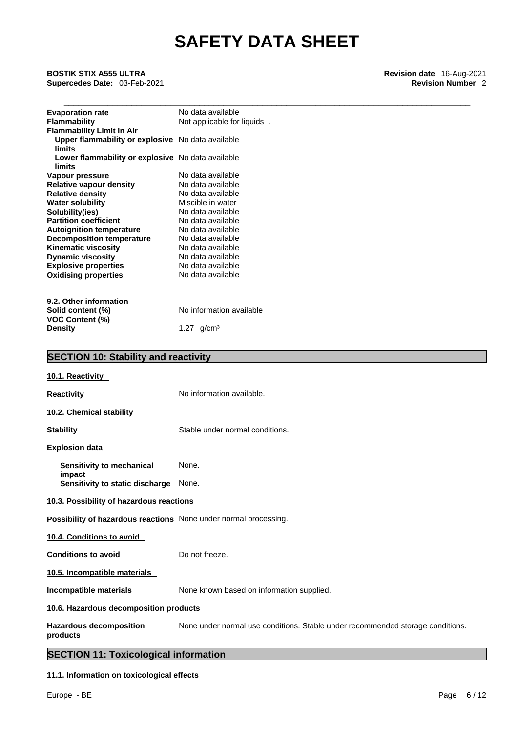| | |
|---|---|
| **Evaporation rate** | No data available |
| **Flammability** | Not applicable for liquids . |
| **Flammability Limit in Air** | |
| **Upper flammability or explosive limits** | No data available |
| **Lower flammability or explosive limits** | No data available |
| **Vapour pressure** | No data available |
| **Relative vapour density** | No data available |
| **Relative density** | No data available |
| **Water solubility** | Miscible in water |
| **Solubility(ies)** | No data available |
| **Partition coefficient** | No data available |
| **Autoignition temperature** | No data available |
| **Decomposition temperature** | No data available |
| **Kinematic viscosity** | No data available |
| **Dynamic viscosity** | No data available |
| **Explosive properties** | No data available |
| **Oxidising properties** | No data available |

**9.2. Other information**

| | |
|---|---|
| **Solid content (%)** | No information available |
| **VOC Content (%)** | |
| **Density** | 1.27 g/cm³ |

## SECTION 10: Stability and reactivity

**10.1. Reactivity**

**Reactivity** No information available.

**10.2. Chemical stability**

**Stability** Stable under normal conditions.

**Explosion data**

**Sensitivity to mechanical impact** None.

**Sensitivity to static discharge** None.

**10.3. Possibility of hazardous reactions**

**Possibility of hazardous reactions** None under normal processing.

**10.4. Conditions to avoid**

**Conditions to avoid** Do not freeze.

**10.5. Incompatible materials**

**Incompatible materials** None known based on information supplied.

**10.6. Hazardous decomposition products**

**Hazardous decomposition products** None under normal use conditions. Stable under recommended storage conditions.

## SECTION 11: Toxicological information

**11.1. Information on toxicological effects**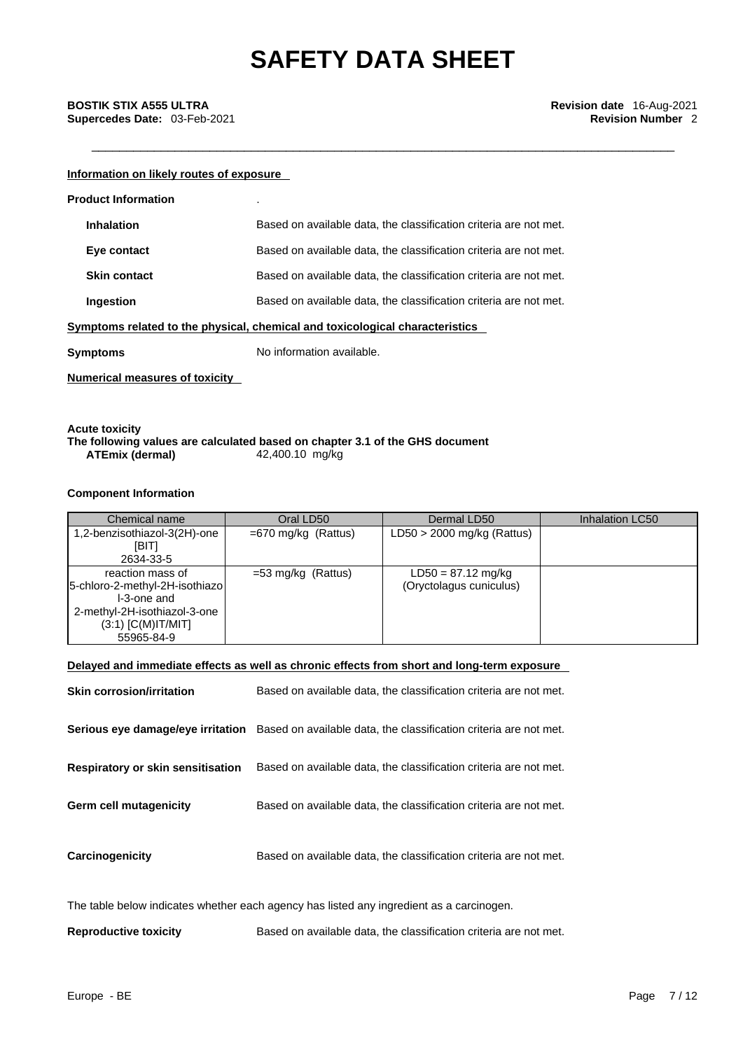**Information on likely routes of exposure**

**Product Information** .

**Inhalation** Based on available data, the classification criteria are not met.

**Eye contact** Based on available data, the classification criteria are not met.

**Skin contact** Based on available data, the classification criteria are not met.

**Ingestion** Based on available data, the classification criteria are not met.

**Symptoms related to the physical, chemical and toxicological characteristics**

**Symptoms** No information available.

**Numerical measures of toxicity**

**Acute toxicity**

**The following values are calculated based on chapter 3.1 of the GHS document**

**ATEmix (dermal)** 42,400.10 mg/kg

**Component Information**

| Chemical name | Oral LD50 | Dermal LD50 | Inhalation LC50 |
|---|---|---|---|
| 1,2-benzisothiazol-3(2H)-one [BIT] 2634-33-5 | =670 mg/kg (Rattus) | LD50 > 2000 mg/kg (Rattus) | |
| reaction mass of 5-chloro-2-methyl-2H-isothiazol-3-one and 2-methyl-2H-isothiazol-3-one (3:1) [C(M)IT/MIT] 55965-84-9 | =53 mg/kg (Rattus) | LD50 = 87.12 mg/kg (Oryctolagus cuniculus) | |

**Delayed and immediate effects as well as chronic effects from short and long-term exposure**

**Skin corrosion/irritation** Based on available data, the classification criteria are not met.

**Serious eye damage/eye irritation** Based on available data, the classification criteria are not met.

**Respiratory or skin sensitisation** Based on available data, the classification criteria are not met.

**Germ cell mutagenicity** Based on available data, the classification criteria are not met.

**Carcinogenicity** Based on available data, the classification criteria are not met.

The table below indicates whether each agency has listed any ingredient as a carcinogen.

**Reproductive toxicity** Based on available data, the classification criteria are not met.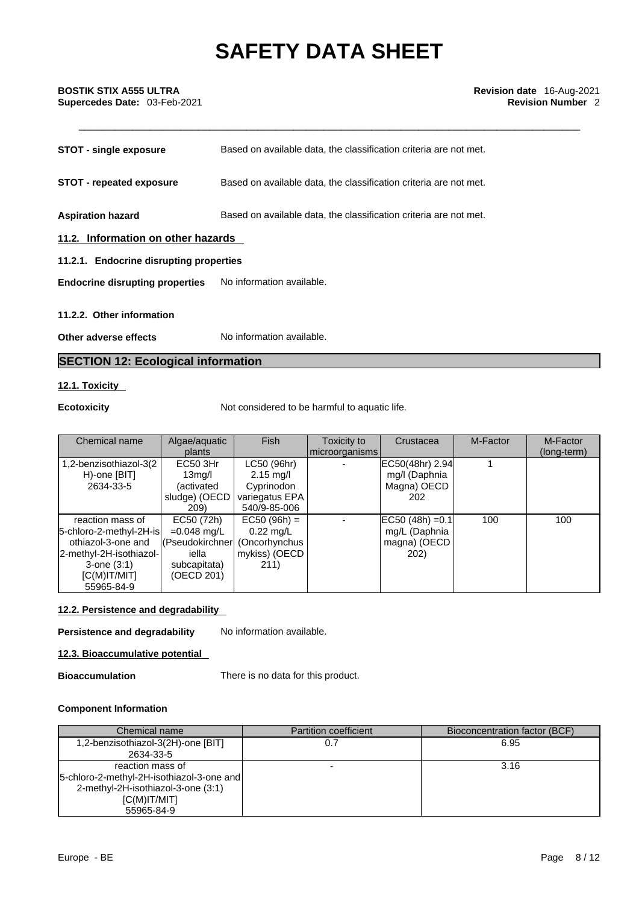**STOT - single exposure** Based on available data, the classification criteria are not met.

**STOT - repeated exposure** Based on available data, the classification criteria are not met.

**Aspiration hazard** Based on available data, the classification criteria are not met.

### 11.2. Information on other hazards

**11.2.1. Endocrine disrupting properties**

**Endocrine disrupting properties** No information available.

**11.2.2. Other information**

**Other adverse effects** No information available.

## SECTION 12: Ecological information

### 12.1. Toxicity

**Ecotoxicity** Not considered to be harmful to aquatic life.

| Chemical name | Algae/aquatic plants | Fish | Toxicity to microorganisms | Crustacea | M-Factor | M-Factor (long-term) |
|---|---|---|---|---|---|---|
| 1,2-benzisothiazol-3(2H)-one [BIT] 2634-33-5 | EC50 3Hr 13mg/l (activated sludge) (OECD 209) | LC50 (96hr) 2.15 mg/l Cyprinodon variegatus EPA 540/9-85-006 | - | EC50(48hr) 2.94 mg/l (Daphnia Magna) OECD 202 | 1 | |
| reaction mass of 5-chloro-2-methyl-2H-isothiazol-3-one and 2-methyl-2H-isothiazol-3-one (3:1) [C(M)IT/MIT] 55965-84-9 | EC50 (72h) =0.048 mg/L (Pseudokirchneriella subcapitata) (OECD 201) | EC50 (96h) = 0.22 mg/L (Oncorhynchus mykiss) (OECD 211) | - | EC50 (48h) =0.1 mg/L (Daphnia magna) (OECD 202) | 100 | 100 |

### 12.2. Persistence and degradability

**Persistence and degradability** No information available.

### 12.3. Bioaccumulative potential

**Bioaccumulation** There is no data for this product.

**Component Information**

| Chemical name | Partition coefficient | Bioconcentration factor (BCF) |
|---|---|---|
| 1,2-benzisothiazol-3(2H)-one [BIT] 2634-33-5 | 0.7 | 6.95 |
| reaction mass of 5-chloro-2-methyl-2H-isothiazol-3-one and 2-methyl-2H-isothiazol-3-one (3:1) [C(M)IT/MIT] 55965-84-9 | - | 3.16 |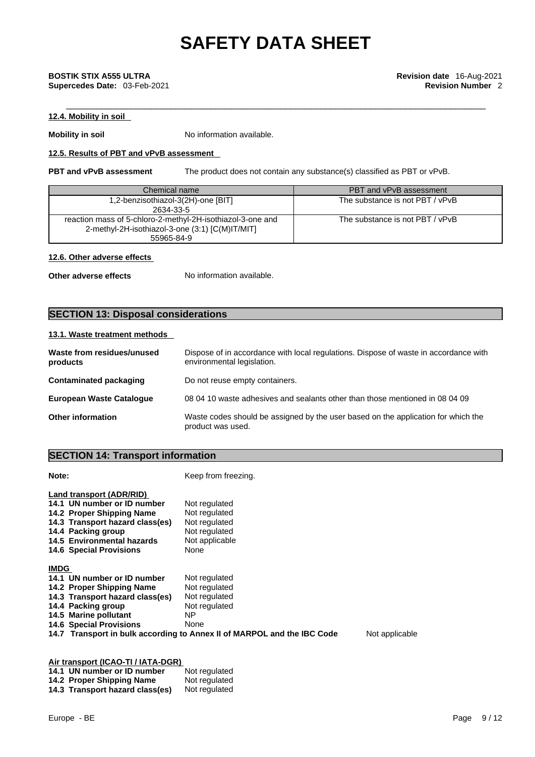#### 12.4. Mobility in soil

**Mobility in soil** No information available.

#### 12.5. Results of PBT and vPvB assessment

**PBT and vPvB assessment** The product does not contain any substance(s) classified as PBT or vPvB.

| Chemical name | PBT and vPvB assessment |
|---|---|
| 1,2-benzisothiazol-3(2H)-one [BIT]<br>2634-33-5 | The substance is not PBT / vPvB |
| reaction mass of 5-chloro-2-methyl-2H-isothiazol-3-one and 2-methyl-2H-isothiazol-3-one (3:1) [C(M)IT/MIT]<br>55965-84-9 | The substance is not PBT / vPvB |

#### 12.6. Other adverse effects

**Other adverse effects** No information available.

## SECTION 13: Disposal considerations

#### 13.1. Waste treatment methods

**Waste from residues/unused products** Dispose of in accordance with local regulations. Dispose of waste in accordance with environmental legislation.

**Contaminated packaging** Do not reuse empty containers.

**European Waste Catalogue** 08 04 10 waste adhesives and sealants other than those mentioned in 08 04 09

**Other information** Waste codes should be assigned by the user based on the application for which the product was used.

## SECTION 14: Transport information

**Note:** Keep from freezing.

**Land transport (ADR/RID)**

**14.1 UN number or ID number** Not regulated
**14.2 Proper Shipping Name** Not regulated
**14.3 Transport hazard class(es)** Not regulated
**14.4 Packing group** Not regulated
**14.5 Environmental hazards** Not applicable
**14.6 Special Provisions** None

**IMDG**

**14.1 UN number or ID number** Not regulated
**14.2 Proper Shipping Name** Not regulated
**14.3 Transport hazard class(es)** Not regulated
**14.4 Packing group** Not regulated
**14.5 Marine pollutant** NP
**14.6 Special Provisions** None
**14.7 Transport in bulk according to Annex II of MARPOL and the IBC Code** Not applicable

**Air transport (ICAO-TI / IATA-DGR)**

**14.1 UN number or ID number** Not regulated
**14.2 Proper Shipping Name** Not regulated
**14.3 Transport hazard class(es)** Not regulated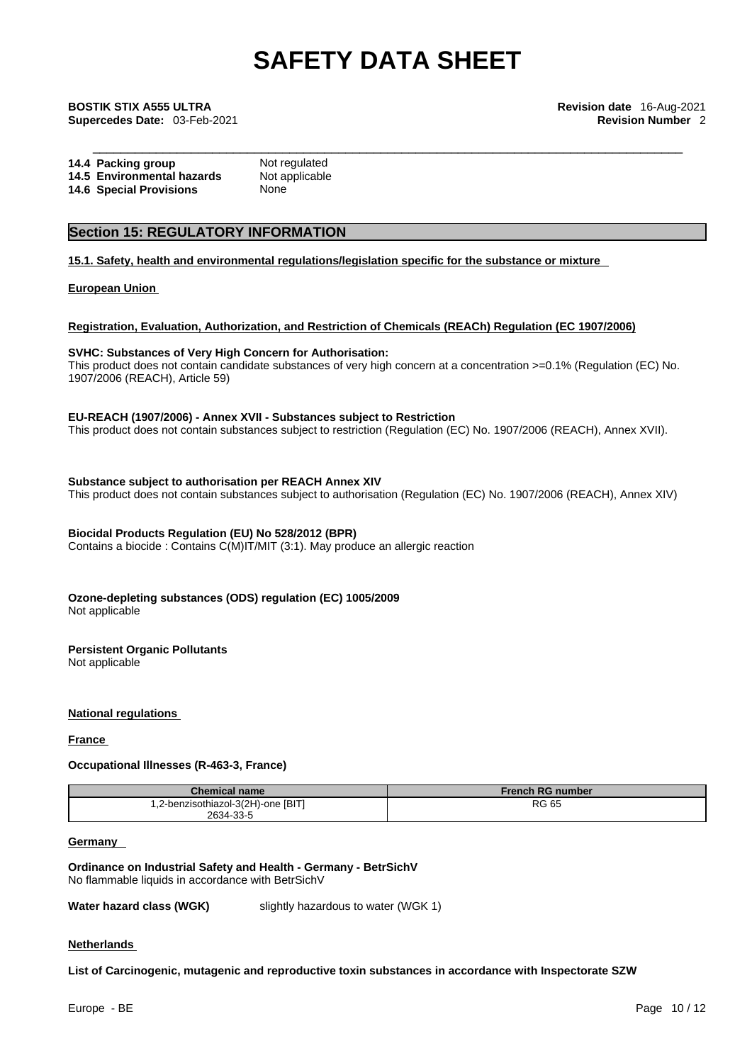| | |
|---|---|
| **14.4 Packing group** | Not regulated |
| **14.5 Environmental hazards** | Not applicable |
| **14.6 Special Provisions** | None |

## Section 15: REGULATORY INFORMATION

**15.1. Safety, health and environmental regulations/legislation specific for the substance or mixture**

**European Union**

**Registration, Evaluation, Authorization, and Restriction of Chemicals (REACh) Regulation (EC 1907/2006)**

**SVHC: Substances of Very High Concern for Authorisation:**
This product does not contain candidate substances of very high concern at a concentration >=0.1% (Regulation (EC) No. 1907/2006 (REACH), Article 59)

**EU-REACH (1907/2006) - Annex XVII - Substances subject to Restriction**
This product does not contain substances subject to restriction (Regulation (EC) No. 1907/2006 (REACH), Annex XVII).

**Substance subject to authorisation per REACH Annex XIV**
This product does not contain substances subject to authorisation (Regulation (EC) No. 1907/2006 (REACH), Annex XIV)

**Biocidal Products Regulation (EU) No 528/2012 (BPR)**
Contains a biocide : Contains C(M)IT/MIT (3:1). May produce an allergic reaction

**Ozone-depleting substances (ODS) regulation (EC) 1005/2009**
Not applicable

**Persistent Organic Pollutants**
Not applicable

**National regulations**

**France**

**Occupational Illnesses (R-463-3, France)**

| Chemical name | French RG number |
|---|---|
| 1,2-benzisothiazol-3(2H)-one [BIT] 2634-33-5 | RG 65 |

**Germany**

**Ordinance on Industrial Safety and Health - Germany - BetrSichV**
No flammable liquids in accordance with BetrSichV

**Water hazard class (WGK)** slightly hazardous to water (WGK 1)

**Netherlands**

**List of Carcinogenic, mutagenic and reproductive toxin substances in accordance with Inspectorate SZW**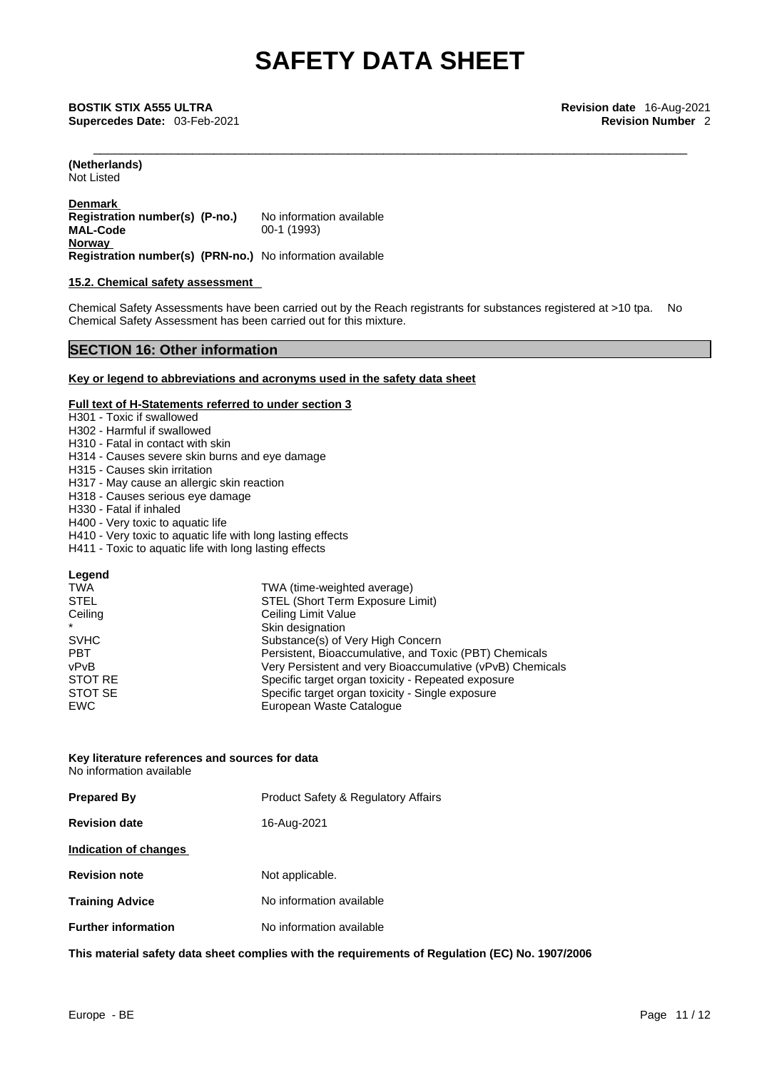**(Netherlands)**
Not Listed

**Denmark**

| | |
|---|---|
| **Registration number(s) (P-no.)** | No information available |
| **MAL-Code** | 00-1 (1993) |

**Norway**

**Registration number(s) (PRN-no.)** No information available

**15.2. Chemical safety assessment**

Chemical Safety Assessments have been carried out by the Reach registrants for substances registered at >10 tpa. No Chemical Safety Assessment has been carried out for this mixture.

## SECTION 16: Other information

**Key or legend to abbreviations and acronyms used in the safety data sheet**

**Full text of H-Statements referred to under section 3**

H301 - Toxic if swallowed
H302 - Harmful if swallowed
H310 - Fatal in contact with skin
H314 - Causes severe skin burns and eye damage
H315 - Causes skin irritation
H317 - May cause an allergic skin reaction
H318 - Causes serious eye damage
H330 - Fatal if inhaled
H400 - Very toxic to aquatic life
H410 - Very toxic to aquatic life with long lasting effects
H411 - Toxic to aquatic life with long lasting effects

**Legend**

| | |
|---|---|
| TWA | TWA (time-weighted average) |
| STEL | STEL (Short Term Exposure Limit) |
| Ceiling | Ceiling Limit Value |
| * | Skin designation |
| SVHC | Substance(s) of Very High Concern |
| PBT | Persistent, Bioaccumulative, and Toxic (PBT) Chemicals |
| vPvB | Very Persistent and very Bioaccumulative (vPvB) Chemicals |
| STOT RE | Specific target organ toxicity - Repeated exposure |
| STOT SE | Specific target organ toxicity - Single exposure |
| EWC | European Waste Catalogue |

**Key literature references and sources for data**
No information available

| | |
|---|---|
| **Prepared By** | Product Safety & Regulatory Affairs |
| **Revision date** | 16-Aug-2021 |

**Indication of changes**

| | |
|---|---|
| **Revision note** | Not applicable. |
| **Training Advice** | No information available |
| **Further information** | No information available |

**This material safety data sheet complies with the requirements of Regulation (EC) No. 1907/2006**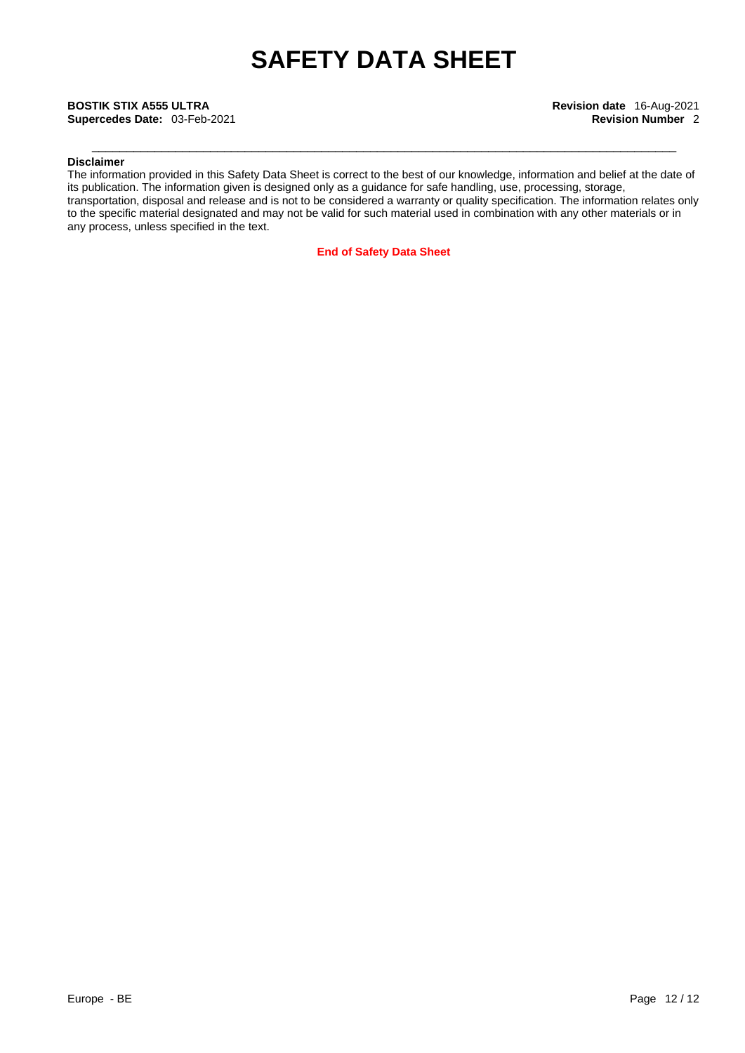**Disclaimer**

The information provided in this Safety Data Sheet is correct to the best of our knowledge, information and belief at the date of its publication. The information given is designed only as a guidance for safe handling, use, processing, storage, transportation, disposal and release and is not to be considered a warranty or quality specification. The information relates only to the specific material designated and may not be valid for such material used in combination with any other materials or in any process, unless specified in the text.

**End of Safety Data Sheet**